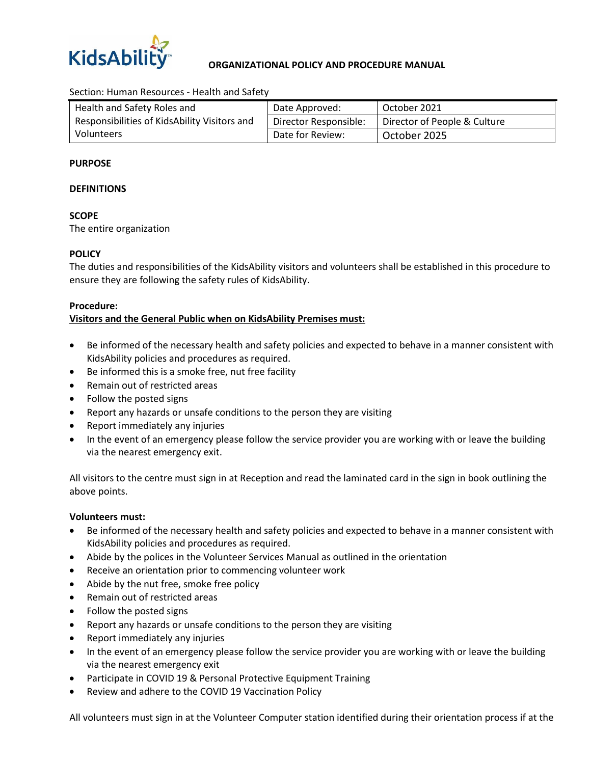**ORGANIZATIONAL POLICY AND PROCEDURE MANUAL**

Section: Human Resources - Health and Safety

| Health and Safety Roles and Responsibilities of KidsAbility Visitors and Volunteers | Date Approved: | October 2021 |
|---|---|---|
| | Director Responsible: | Director of People & Culture |
| | Date for Review: | October 2025 |

**PURPOSE**

**DEFINITIONS**

**SCOPE**

The entire organization

**POLICY**

The duties and responsibilities of the KidsAbility visitors and volunteers shall be established in this procedure to ensure they are following the safety rules of KidsAbility.

**Procedure:**

**Visitors and the General Public when on KidsAbility Premises must:**

- Be informed of the necessary health and safety policies and expected to behave in a manner consistent with KidsAbility policies and procedures as required.
- Be informed this is a smoke free, nut free facility
- Remain out of restricted areas
- Follow the posted signs
- Report any hazards or unsafe conditions to the person they are visiting
- Report immediately any injuries
- In the event of an emergency please follow the service provider you are working with or leave the building via the nearest emergency exit.

All visitors to the centre must sign in at Reception and read the laminated card in the sign in book outlining the above points.

**Volunteers must:**

- Be informed of the necessary health and safety policies and expected to behave in a manner consistent with KidsAbility policies and procedures as required.
- Abide by the polices in the Volunteer Services Manual as outlined in the orientation
- Receive an orientation prior to commencing volunteer work
- Abide by the nut free, smoke free policy
- Remain out of restricted areas
- Follow the posted signs
- Report any hazards or unsafe conditions to the person they are visiting
- Report immediately any injuries
- In the event of an emergency please follow the service provider you are working with or leave the building via the nearest emergency exit
- Participate in COVID 19 & Personal Protective Equipment Training
- Review and adhere to the COVID 19 Vaccination Policy

All volunteers must sign in at the Volunteer Computer station identified during their orientation process if at the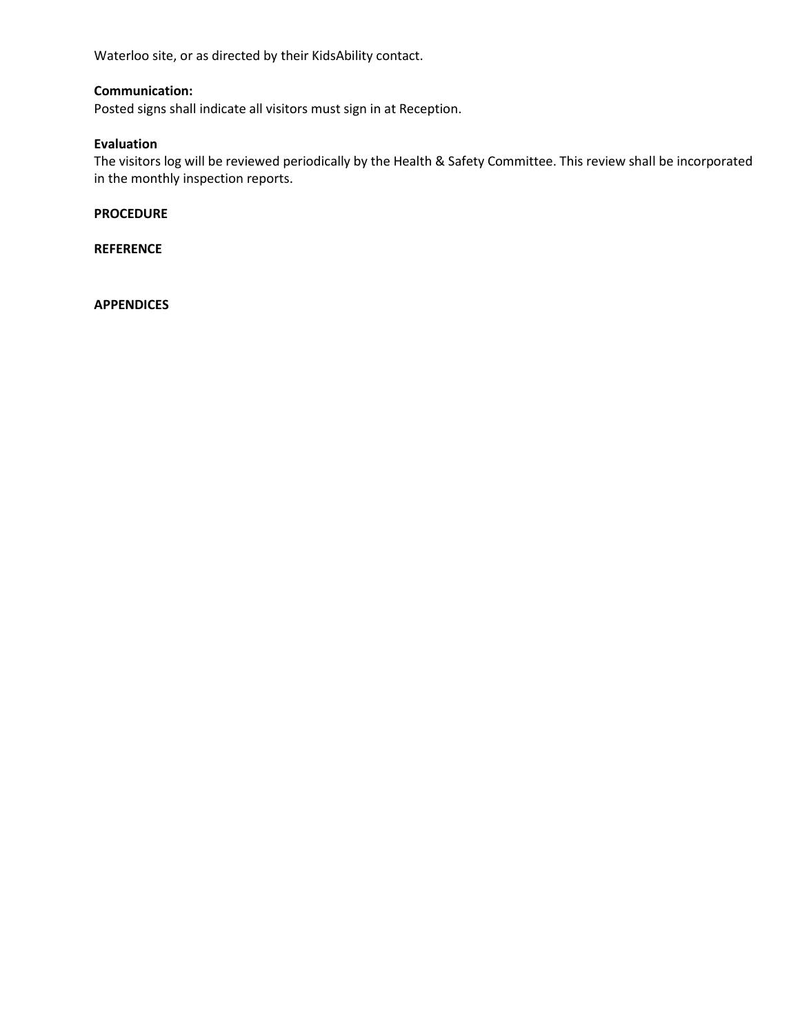Waterloo site, or as directed by their KidsAbility contact.

**Communication:**
Posted signs shall indicate all visitors must sign in at Reception.

**Evaluation**
The visitors log will be reviewed periodically by the Health & Safety Committee. This review shall be incorporated in the monthly inspection reports.

**PROCEDURE**

**REFERENCE**

**APPENDICES**